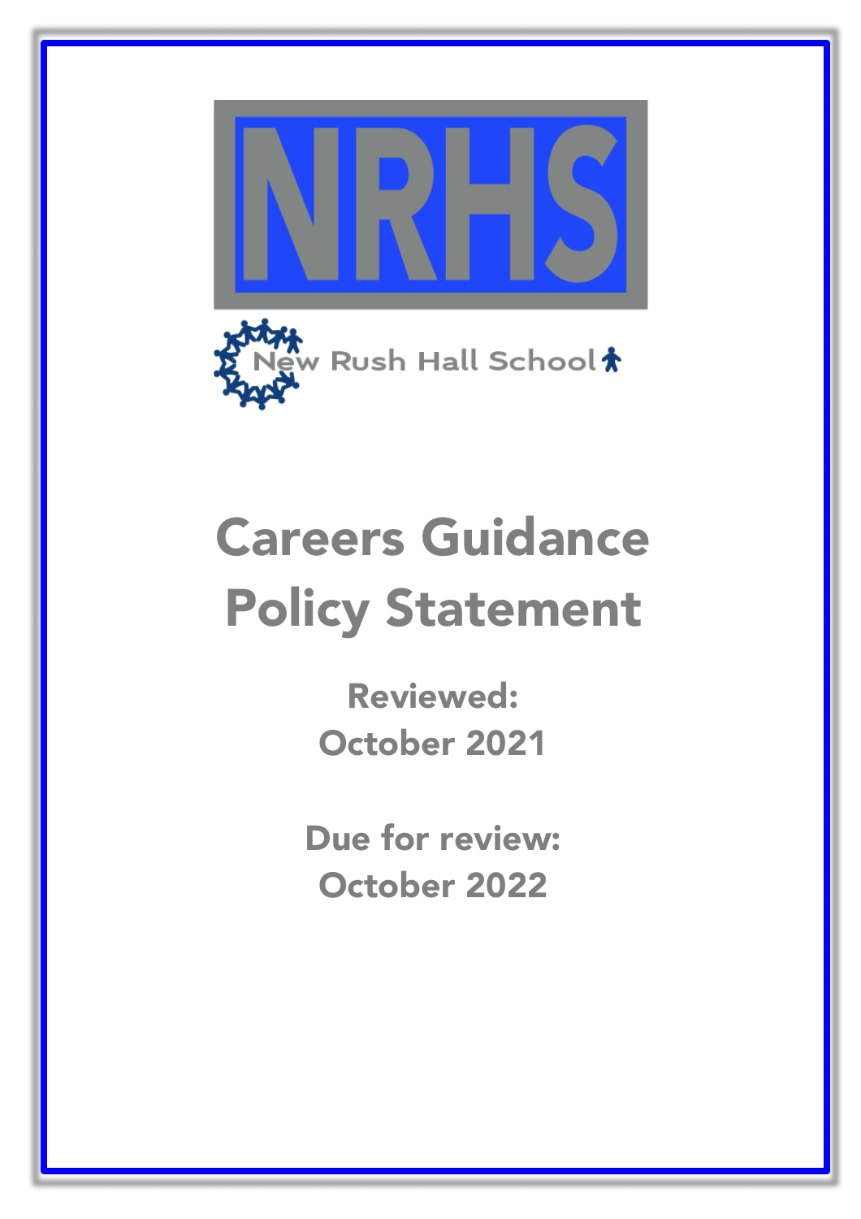NRHS

New Rush Hall School

# Careers Guidance Policy Statement

**Reviewed:**
**October 2021**

**Due for review:**
**October 2022**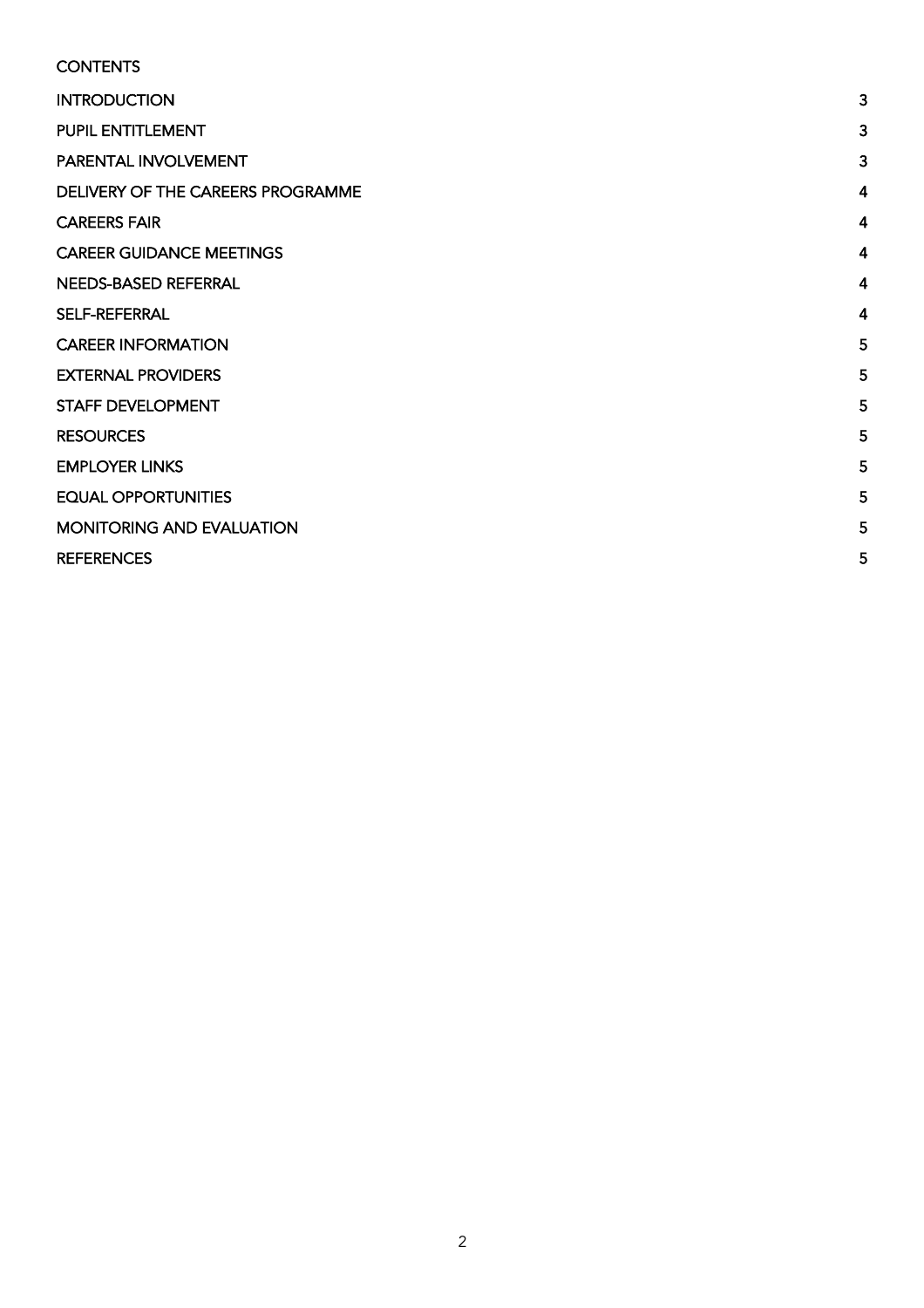CONTENTS

| | |
|---|---|
| INTRODUCTION | 3 |
| PUPIL ENTITLEMENT | 3 |
| PARENTAL INVOLVEMENT | 3 |
| DELIVERY OF THE CAREERS PROGRAMME | 4 |
| CAREERS FAIR | 4 |
| CAREER GUIDANCE MEETINGS | 4 |
| NEEDS-BASED REFERRAL | 4 |
| SELF-REFERRAL | 4 |
| CAREER INFORMATION | 5 |
| EXTERNAL PROVIDERS | 5 |
| STAFF DEVELOPMENT | 5 |
| RESOURCES | 5 |
| EMPLOYER LINKS | 5 |
| EQUAL OPPORTUNITIES | 5 |
| MONITORING AND EVALUATION | 5 |
| REFERENCES | 5 |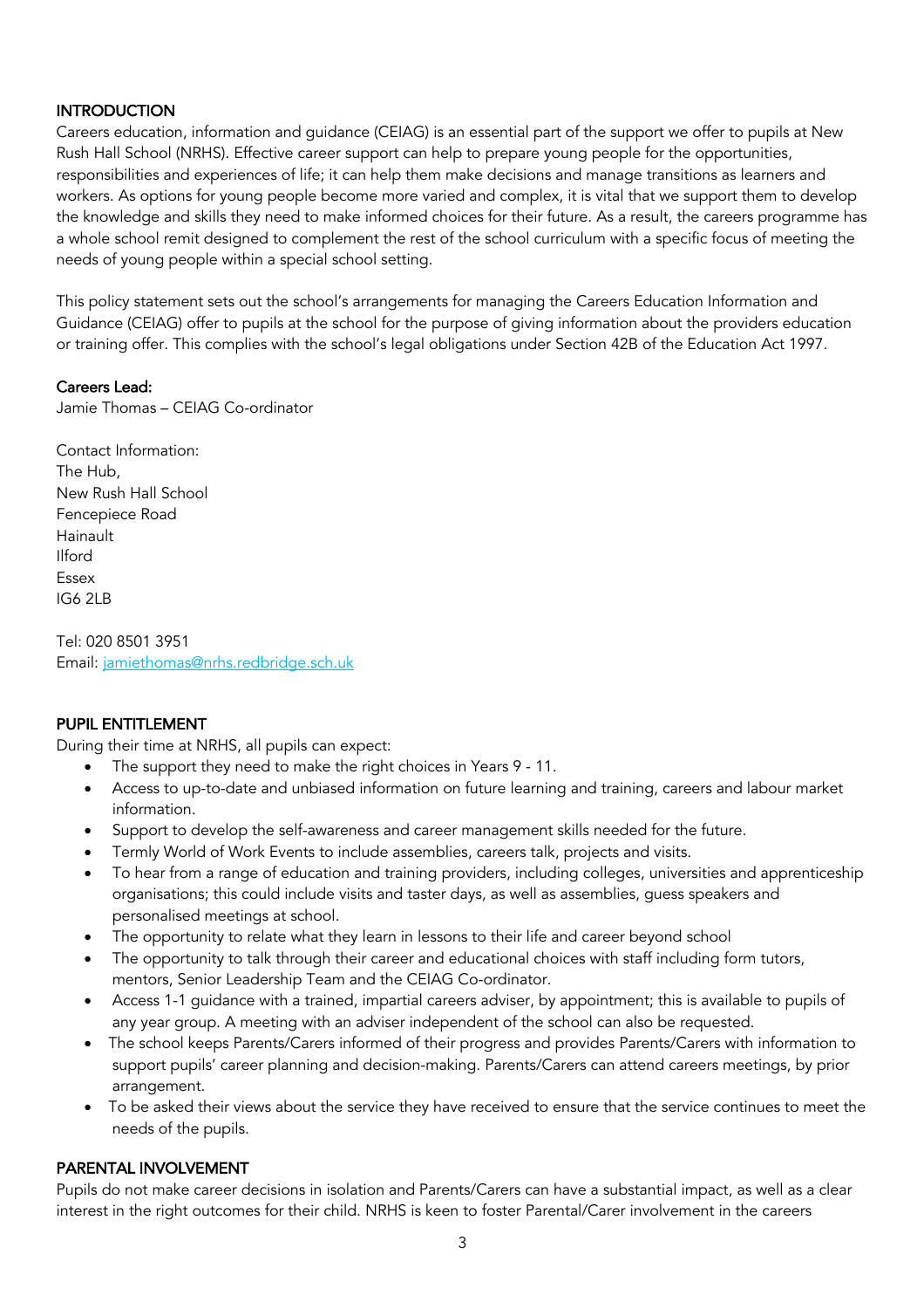## INTRODUCTION

Careers education, information and guidance (CEIAG) is an essential part of the support we offer to pupils at New Rush Hall School (NRHS). Effective career support can help to prepare young people for the opportunities, responsibilities and experiences of life; it can help them make decisions and manage transitions as learners and workers. As options for young people become more varied and complex, it is vital that we support them to develop the knowledge and skills they need to make informed choices for their future. As a result, the careers programme has a whole school remit designed to complement the rest of the school curriculum with a specific focus of meeting the needs of young people within a special school setting.

This policy statement sets out the school's arrangements for managing the Careers Education Information and Guidance (CEIAG) offer to pupils at the school for the purpose of giving information about the providers education or training offer. This complies with the school's legal obligations under Section 42B of the Education Act 1997.

**Careers Lead:**
Jamie Thomas – CEIAG Co-ordinator

Contact Information:
The Hub,
New Rush Hall School
Fencepiece Road
Hainault
Ilford
Essex
IG6 2LB

Tel: 020 8501 3951
Email: jamiethomas@nrhs.redbridge.sch.uk

## PUPIL ENTITLEMENT

During their time at NRHS, all pupils can expect:

- The support they need to make the right choices in Years 9 - 11.
- Access to up-to-date and unbiased information on future learning and training, careers and labour market information.
- Support to develop the self-awareness and career management skills needed for the future.
- Termly World of Work Events to include assemblies, careers talk, projects and visits.
- To hear from a range of education and training providers, including colleges, universities and apprenticeship organisations; this could include visits and taster days, as well as assemblies, guess speakers and personalised meetings at school.
- The opportunity to relate what they learn in lessons to their life and career beyond school
- The opportunity to talk through their career and educational choices with staff including form tutors, mentors, Senior Leadership Team and the CEIAG Co-ordinator.
- Access 1-1 guidance with a trained, impartial careers adviser, by appointment; this is available to pupils of any year group. A meeting with an adviser independent of the school can also be requested.
- The school keeps Parents/Carers informed of their progress and provides Parents/Carers with information to support pupils' career planning and decision-making. Parents/Carers can attend careers meetings, by prior arrangement.
- To be asked their views about the service they have received to ensure that the service continues to meet the needs of the pupils.

## PARENTAL INVOLVEMENT

Pupils do not make career decisions in isolation and Parents/Carers can have a substantial impact, as well as a clear interest in the right outcomes for their child. NRHS is keen to foster Parental/Carer involvement in the careers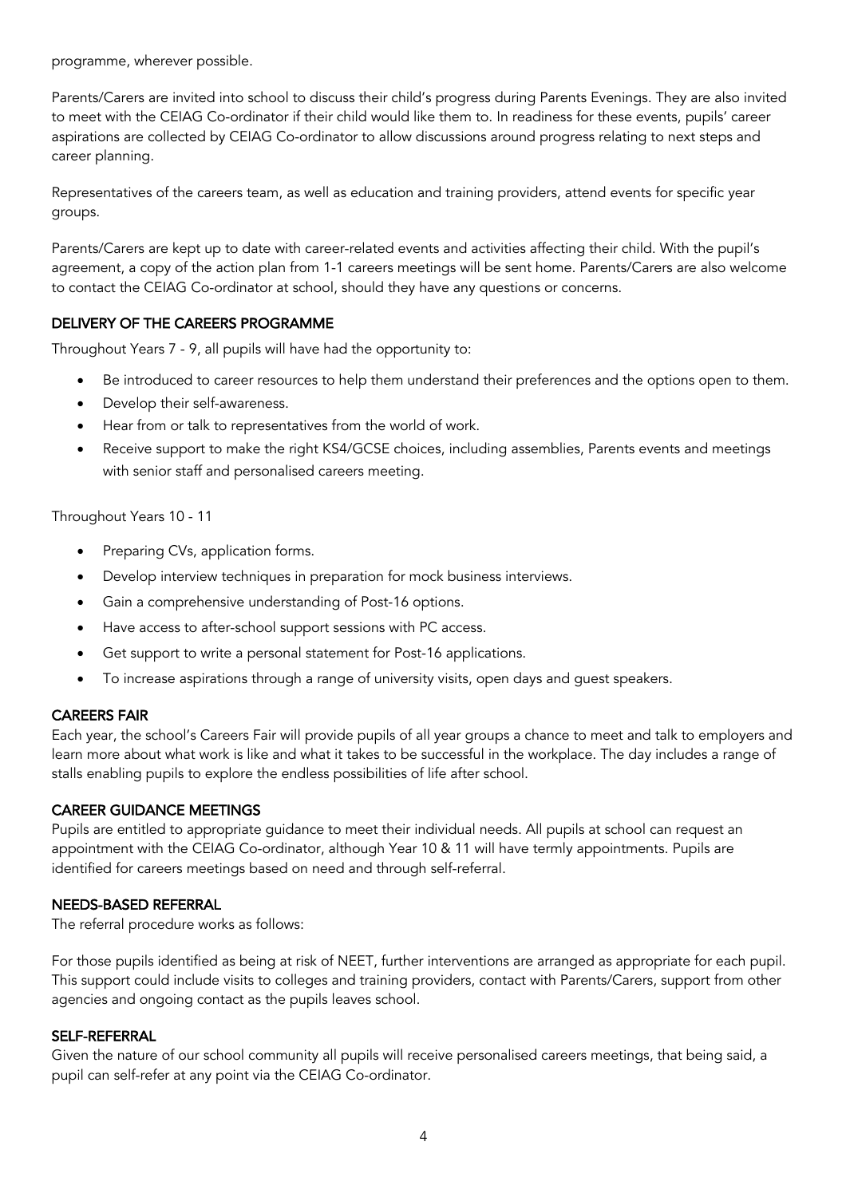programme, wherever possible.

Parents/Carers are invited into school to discuss their child's progress during Parents Evenings. They are also invited to meet with the CEIAG Co-ordinator if their child would like them to. In readiness for these events, pupils' career aspirations are collected by CEIAG Co-ordinator to allow discussions around progress relating to next steps and career planning.

Representatives of the careers team, as well as education and training providers, attend events for specific year groups.

Parents/Carers are kept up to date with career-related events and activities affecting their child. With the pupil's agreement, a copy of the action plan from 1-1 careers meetings will be sent home. Parents/Carers are also welcome to contact the CEIAG Co-ordinator at school, should they have any questions or concerns.

## DELIVERY OF THE CAREERS PROGRAMME

Throughout Years 7 - 9, all pupils will have had the opportunity to:

- Be introduced to career resources to help them understand their preferences and the options open to them.
- Develop their self-awareness.
- Hear from or talk to representatives from the world of work.
- Receive support to make the right KS4/GCSE choices, including assemblies, Parents events and meetings with senior staff and personalised careers meeting.

Throughout Years 10 - 11

- Preparing CVs, application forms.
- Develop interview techniques in preparation for mock business interviews.
- Gain a comprehensive understanding of Post-16 options.
- Have access to after-school support sessions with PC access.
- Get support to write a personal statement for Post-16 applications.
- To increase aspirations through a range of university visits, open days and guest speakers.

## CAREERS FAIR

Each year, the school's Careers Fair will provide pupils of all year groups a chance to meet and talk to employers and learn more about what work is like and what it takes to be successful in the workplace. The day includes a range of stalls enabling pupils to explore the endless possibilities of life after school.

## CAREER GUIDANCE MEETINGS

Pupils are entitled to appropriate guidance to meet their individual needs. All pupils at school can request an appointment with the CEIAG Co-ordinator, although Year 10 & 11 will have termly appointments. Pupils are identified for careers meetings based on need and through self-referral.

## NEEDS-BASED REFERRAL

The referral procedure works as follows:

For those pupils identified as being at risk of NEET, further interventions are arranged as appropriate for each pupil. This support could include visits to colleges and training providers, contact with Parents/Carers, support from other agencies and ongoing contact as the pupils leaves school.

## SELF-REFERRAL

Given the nature of our school community all pupils will receive personalised careers meetings, that being said, a pupil can self-refer at any point via the CEIAG Co-ordinator.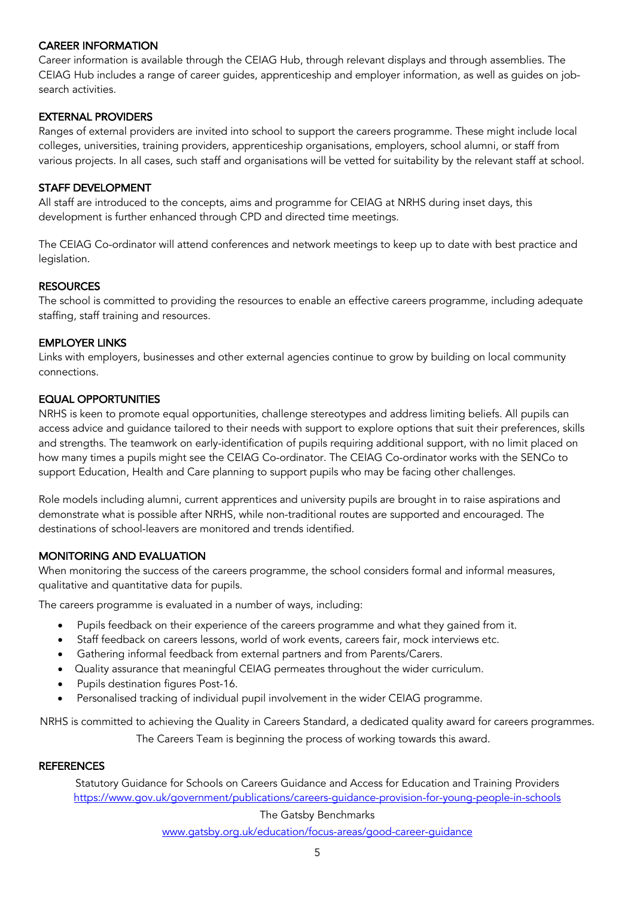## CAREER INFORMATION

Career information is available through the CEIAG Hub, through relevant displays and through assemblies. The CEIAG Hub includes a range of career guides, apprenticeship and employer information, as well as guides on job-search activities.

## EXTERNAL PROVIDERS

Ranges of external providers are invited into school to support the careers programme. These might include local colleges, universities, training providers, apprenticeship organisations, employers, school alumni, or staff from various projects. In all cases, such staff and organisations will be vetted for suitability by the relevant staff at school.

## STAFF DEVELOPMENT

All staff are introduced to the concepts, aims and programme for CEIAG at NRHS during inset days, this development is further enhanced through CPD and directed time meetings.

The CEIAG Co-ordinator will attend conferences and network meetings to keep up to date with best practice and legislation.

## RESOURCES

The school is committed to providing the resources to enable an effective careers programme, including adequate staffing, staff training and resources.

## EMPLOYER LINKS

Links with employers, businesses and other external agencies continue to grow by building on local community connections.

## EQUAL OPPORTUNITIES

NRHS is keen to promote equal opportunities, challenge stereotypes and address limiting beliefs. All pupils can access advice and guidance tailored to their needs with support to explore options that suit their preferences, skills and strengths. The teamwork on early-identification of pupils requiring additional support, with no limit placed on how many times a pupils might see the CEIAG Co-ordinator. The CEIAG Co-ordinator works with the SENCo to support Education, Health and Care planning to support pupils who may be facing other challenges.

Role models including alumni, current apprentices and university pupils are brought in to raise aspirations and demonstrate what is possible after NRHS, while non-traditional routes are supported and encouraged. The destinations of school-leavers are monitored and trends identified.

## MONITORING AND EVALUATION

When monitoring the success of the careers programme, the school considers formal and informal measures, qualitative and quantitative data for pupils.

The careers programme is evaluated in a number of ways, including:

- Pupils feedback on their experience of the careers programme and what they gained from it.
- Staff feedback on careers lessons, world of work events, careers fair, mock interviews etc.
- Gathering informal feedback from external partners and from Parents/Carers.
- Quality assurance that meaningful CEIAG permeates throughout the wider curriculum.
- Pupils destination figures Post-16.
- Personalised tracking of individual pupil involvement in the wider CEIAG programme.

NRHS is committed to achieving the Quality in Careers Standard, a dedicated quality award for careers programmes.

The Careers Team is beginning the process of working towards this award.

## REFERENCES

Statutory Guidance for Schools on Careers Guidance and Access for Education and Training Providers
https://www.gov.uk/government/publications/careers-guidance-provision-for-young-people-in-schools

The Gatsby Benchmarks

www.gatsby.org.uk/education/focus-areas/good-career-guidance